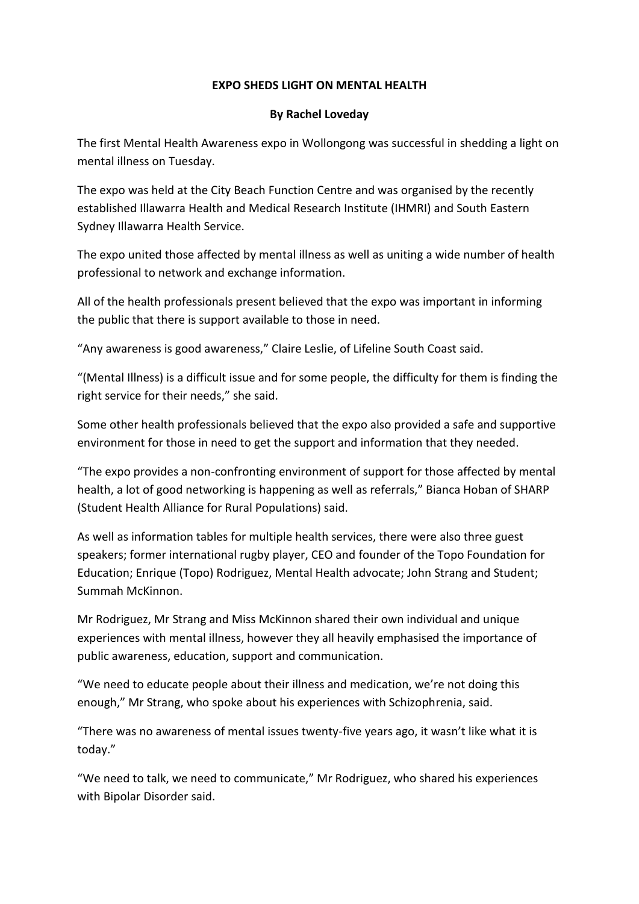**EXPO SHEDS LIGHT ON MENTAL HEALTH**

**By Rachel Loveday**

The first Mental Health Awareness expo in Wollongong was successful in shedding a light on mental illness on Tuesday.

The expo was held at the City Beach Function Centre and was organised by the recently established Illawarra Health and Medical Research Institute (IHMRI) and South Eastern Sydney Illawarra Health Service.

The expo united those affected by mental illness as well as uniting a wide number of health professional to network and exchange information.

All of the health professionals present believed that the expo was important in informing the public that there is support available to those in need.

"Any awareness is good awareness," Claire Leslie, of Lifeline South Coast said.

"(Mental Illness) is a difficult issue and for some people, the difficulty for them is finding the right service for their needs," she said.

Some other health professionals believed that the expo also provided a safe and supportive environment for those in need to get the support and information that they needed.

"The expo provides a non-confronting environment of support for those affected by mental health, a lot of good networking is happening as well as referrals," Bianca Hoban of SHARP (Student Health Alliance for Rural Populations) said.

As well as information tables for multiple health services, there were also three guest speakers; former international rugby player, CEO and founder of the Topo Foundation for Education; Enrique (Topo) Rodriguez, Mental Health advocate; John Strang and Student; Summah McKinnon.

Mr Rodriguez, Mr Strang and Miss McKinnon shared their own individual and unique experiences with mental illness, however they all heavily emphasised the importance of public awareness, education, support and communication.

"We need to educate people about their illness and medication, we're not doing this enough," Mr Strang, who spoke about his experiences with Schizophrenia, said.

"There was no awareness of mental issues twenty-five years ago, it wasn't like what it is today."

"We need to talk, we need to communicate," Mr Rodriguez, who shared his experiences with Bipolar Disorder said.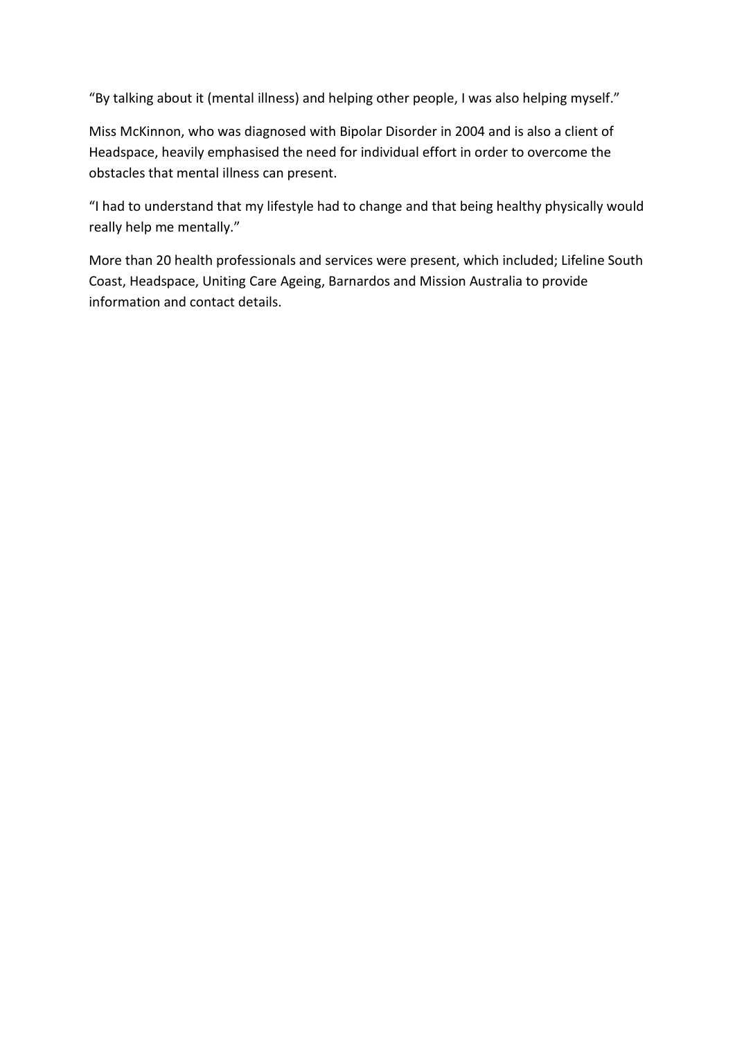"By talking about it (mental illness) and helping other people, I was also helping myself."

Miss McKinnon, who was diagnosed with Bipolar Disorder in 2004 and is also a client of Headspace, heavily emphasised the need for individual effort in order to overcome the obstacles that mental illness can present.

"I had to understand that my lifestyle had to change and that being healthy physically would really help me mentally."

More than 20 health professionals and services were present, which included; Lifeline South Coast, Headspace, Uniting Care Ageing, Barnardos and Mission Australia to provide information and contact details.